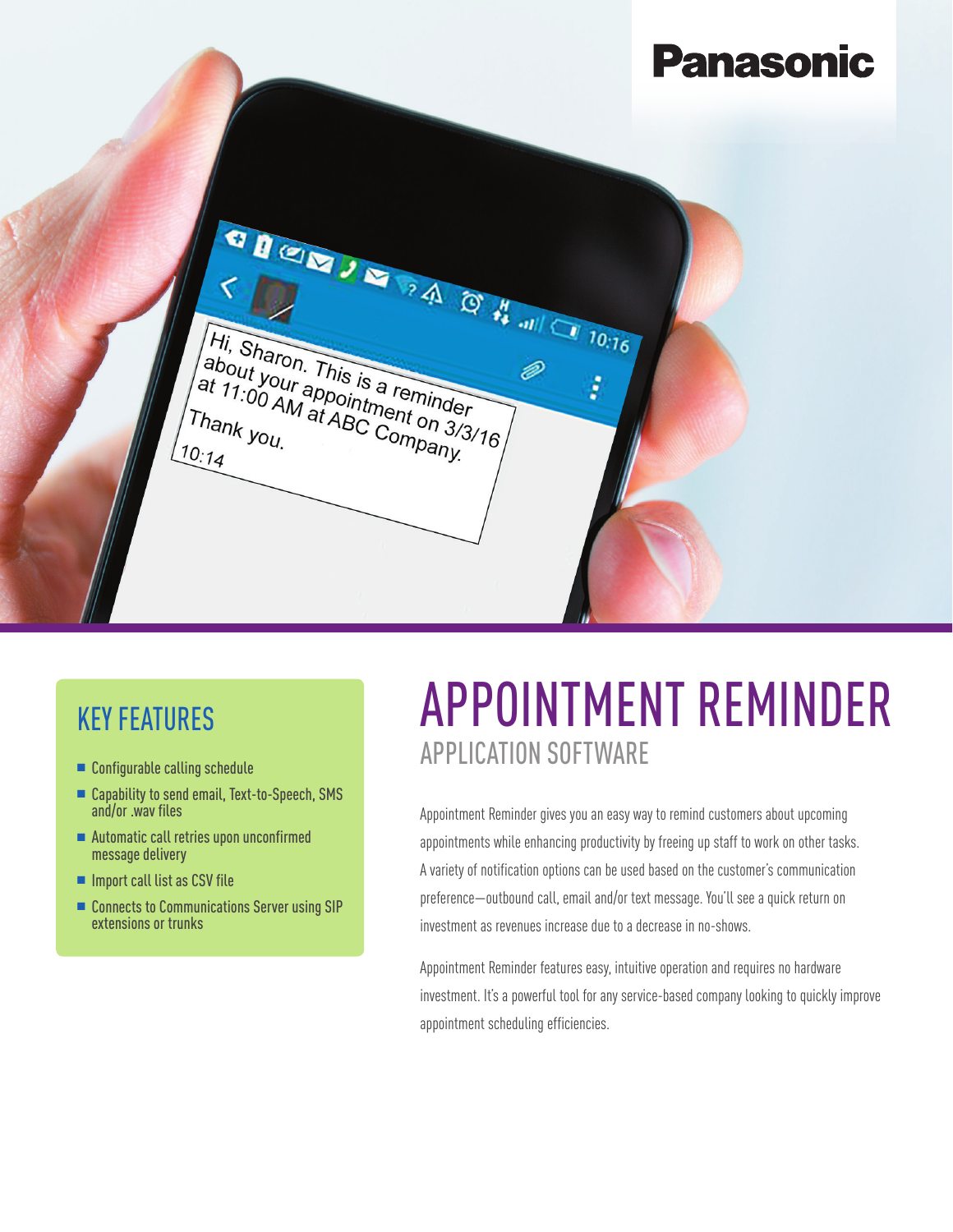Panasonic

# APPOINTMENT REMINDER

## APPLICATION SOFTWARE

## KEY FEATURES

- Configurable calling schedule
- Capability to send email, Text-to-Speech, SMS and/or .wav files
- Automatic call retries upon unconfirmed message delivery
- Import call list as CSV file
- Connects to Communications Server using SIP extensions or trunks

Appointment Reminder gives you an easy way to remind customers about upcoming appointments while enhancing productivity by freeing up staff to work on other tasks. A variety of notification options can be used based on the customer's communication preference—outbound call, email and/or text message. You'll see a quick return on investment as revenues increase due to a decrease in no-shows.

Appointment Reminder features easy, intuitive operation and requires no hardware investment. It's a powerful tool for any service-based company looking to quickly improve appointment scheduling efficiencies.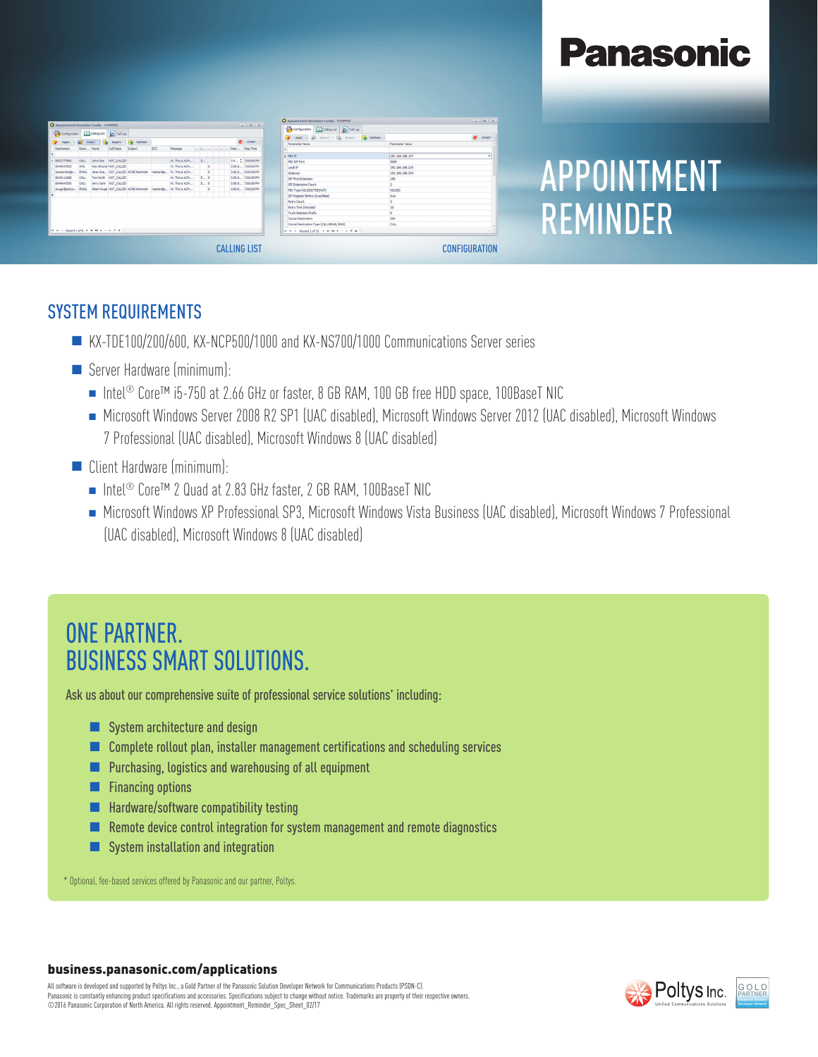Panasonic

CALLING LIST

CONFIGURATION

# APPOINTMENT REMINDER

## SYSTEM REQUIREMENTS

- KX-TDE100/200/600, KX-NCP500/1000 and KX-NS700/1000 Communications Server series
- Server Hardware (minimum):
  - Intel® Core™ i5-750 at 2.66 GHz or faster, 8 GB RAM, 100 GB free HDD space, 100BaseT NIC
  - Microsoft Windows Server 2008 R2 SP1 (UAC disabled), Microsoft Windows Server 2012 (UAC disabled), Microsoft Windows 7 Professional (UAC disabled), Microsoft Windows 8 (UAC disabled)
- Client Hardware (minimum):
  - Intel® Core™ 2 Quad at 2.83 GHz faster, 2 GB RAM, 100BaseT NIC
  - Microsoft Windows XP Professional SP3, Microsoft Windows Vista Business (UAC disabled), Microsoft Windows 7 Professional (UAC disabled), Microsoft Windows 8 (UAC disabled)

## ONE PARTNER. BUSINESS SMART SOLUTIONS.

Ask us about our comprehensive suite of professional service solutions* including:

- System architecture and design
- Complete rollout plan, installer management certifications and scheduling services
- Purchasing, logistics and warehousing of all equipment
- Financing options
- Hardware/software compatibility testing
- Remote device control integration for system management and remote diagnostics
- System installation and integration

\* Optional, fee-based services offered by Panasonic and our partner, Poltys.

**business.panasonic.com/applications**

All software is developed and supported by Poltys Inc., a Gold Partner of the Panasonic Solution Developer Network for Communications Products (PSDN-C).
Panasonic is constantly enhancing product specifications and accessories. Specifications subject to change without notice. Trademarks are property of their respective owners.
©2016 Panasonic Corporation of North America. All rights reserved. Appointment_Reminder_Spec_Sheet_02/17

Poltys Inc. Unified Communications Solutions

GOLD PARTNER